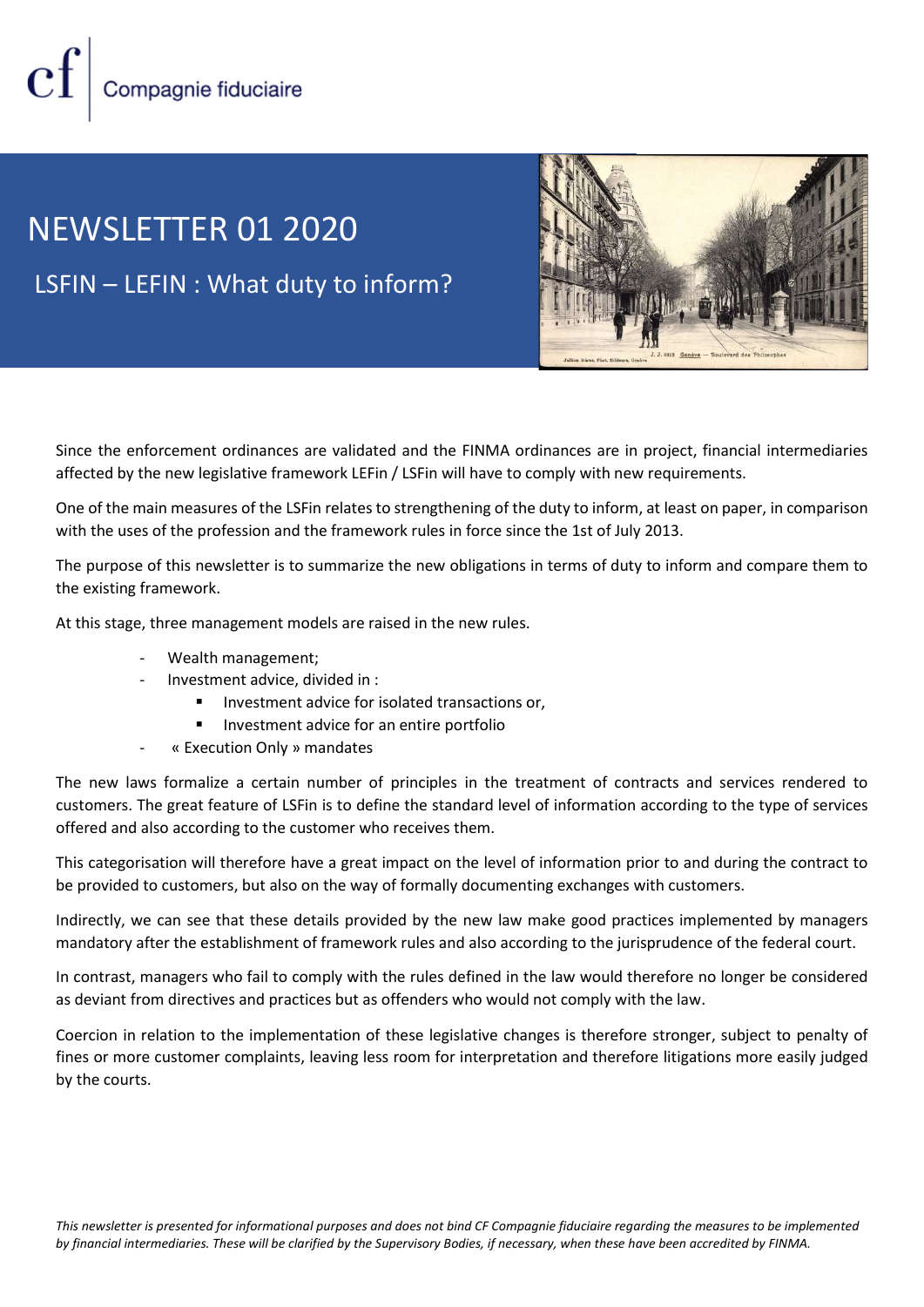Compagnie fiduciaire

# NEWSLETTER 01 2020

## LSFIN – LEFIN : What duty to inform?

Since the enforcement ordinances are validated and the FINMA ordinances are in project, financial intermediaries affected by the new legislative framework LEFin / LSFin will have to comply with new requirements.

One of the main measures of the LSFin relates to strengthening of the duty to inform, at least on paper, in comparison with the uses of the profession and the framework rules in force since the 1st of July 2013.

The purpose of this newsletter is to summarize the new obligations in terms of duty to inform and compare them to the existing framework.

At this stage, three management models are raised in the new rules.

- Wealth management;
- Investment advice, divided in :
  - Investment advice for isolated transactions or,
  - Investment advice for an entire portfolio
- « Execution Only » mandates

The new laws formalize a certain number of principles in the treatment of contracts and services rendered to customers. The great feature of LSFin is to define the standard level of information according to the type of services offered and also according to the customer who receives them.

This categorisation will therefore have a great impact on the level of information prior to and during the contract to be provided to customers, but also on the way of formally documenting exchanges with customers.

Indirectly, we can see that these details provided by the new law make good practices implemented by managers mandatory after the establishment of framework rules and also according to the jurisprudence of the federal court.

In contrast, managers who fail to comply with the rules defined in the law would therefore no longer be considered as deviant from directives and practices but as offenders who would not comply with the law.

Coercion in relation to the implementation of these legislative changes is therefore stronger, subject to penalty of fines or more customer complaints, leaving less room for interpretation and therefore litigations more easily judged by the courts.

*This newsletter is presented for informational purposes and does not bind CF Compagnie fiduciaire regarding the measures to be implemented by financial intermediaries. These will be clarified by the Supervisory Bodies, if necessary, when these have been accredited by FINMA.*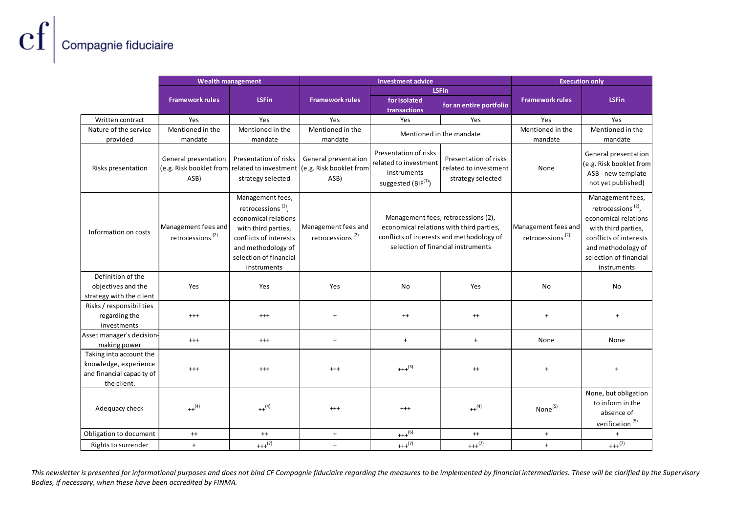| | Wealth management | | Investment advice | | | Execution only | |
|---|---|---|---|---|---|---|---|
| | | | | LSFin | | | |
| | Framework rules | LSFin | Framework rules | for isolated transactions | for an entire portfolio | Framework rules | LSFin |
| Written contract | Yes | Yes | Yes | Yes | Yes | Yes | Yes |
| Nature of the service provided | Mentioned in the mandate | Mentioned in the mandate | Mentioned in the mandate | Mentioned in the mandate | | Mentioned in the mandate | Mentioned in the mandate |
| Risks presentation | General presentation (e.g. Risk booklet from ASB) | Presentation of risks related to investment strategy selected | General presentation (e.g. Risk booklet from ASB) | Presentation of risks related to investment instruments suggested (BIF[1]) | Presentation of risks related to investment strategy selected | None | General presentation (e.g. Risk booklet from ASB - new template not yet published) |
| Information on costs | Management fees and retrocessions [2] | Management fees, retrocessions [2], economical relations with third parties, conflicts of interests and methodology of selection of financial instruments | Management fees and retrocessions [2] | Management fees, retrocessions (2), economical relations with third parties, conflicts of interests and methodology of selection of financial instruments | | Management fees and retrocessions [2] | Management fees, retrocessions [2], economical relations with third parties, conflicts of interests and methodology of selection of financial instruments |
| Definition of the objectives and the strategy with the client | Yes | Yes | Yes | No | Yes | No | No |
| Risks / responsibilities regarding the investments | +++ | +++ | + | ++ | ++ | + | + |
| Asset manager's decision-making power | +++ | +++ | + | + | + | None | None |
| Taking into account the knowledge, experience and financial capacity of the client. | +++ | +++ | +++ | +++[3] | ++ | + | + |
| Adequacy check | ++[4] | ++[4] | +++ | +++ | ++[4] | None[5] | None, but obligation to inform in the absence of verification [5] |
| Obligation to document | ++ | ++ | + | +++[6] | ++ | + | + |
| Rights to surrender | + | +++[7] | + | +++[7] | +++[7] | + | +++[7] |

*This newsletter is presented for informational purposes and does not bind CF Compagnie fiduciaire regarding the measures to be implemented by financial intermediaries. These will be clarified by the Supervisory Bodies, if necessary, when these have been accredited by FINMA.*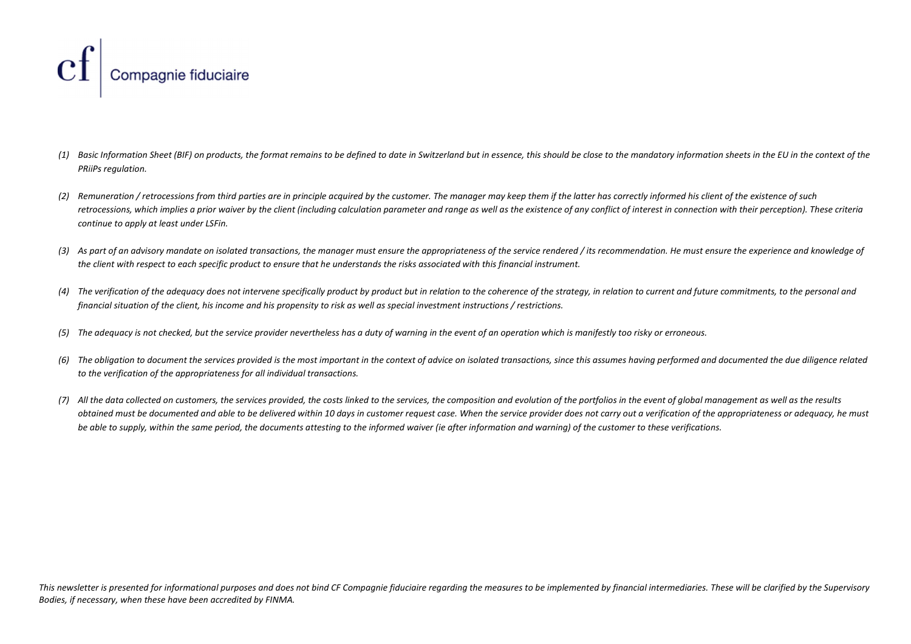*(1) Basic Information Sheet (BIF) on products, the format remains to be defined to date in Switzerland but in essence, this should be close to the mandatory information sheets in the EU in the context of the PRiiPs regulation.*

*(2) Remuneration / retrocessions from third parties are in principle acquired by the customer. The manager may keep them if the latter has correctly informed his client of the existence of such retrocessions, which implies a prior waiver by the client (including calculation parameter and range as well as the existence of any conflict of interest in connection with their perception). These criteria continue to apply at least under LSFin.*

*(3) As part of an advisory mandate on isolated transactions, the manager must ensure the appropriateness of the service rendered / its recommendation. He must ensure the experience and knowledge of the client with respect to each specific product to ensure that he understands the risks associated with this financial instrument.*

*(4) The verification of the adequacy does not intervene specifically product by product but in relation to the coherence of the strategy, in relation to current and future commitments, to the personal and financial situation of the client, his income and his propensity to risk as well as special investment instructions / restrictions.*

*(5) The adequacy is not checked, but the service provider nevertheless has a duty of warning in the event of an operation which is manifestly too risky or erroneous.*

*(6) The obligation to document the services provided is the most important in the context of advice on isolated transactions, since this assumes having performed and documented the due diligence related to the verification of the appropriateness for all individual transactions.*

*(7) All the data collected on customers, the services provided, the costs linked to the services, the composition and evolution of the portfolios in the event of global management as well as the results obtained must be documented and able to be delivered within 10 days in customer request case. When the service provider does not carry out a verification of the appropriateness or adequacy, he must be able to supply, within the same period, the documents attesting to the informed waiver (ie after information and warning) of the customer to these verifications.*

*This newsletter is presented for informational purposes and does not bind CF Compagnie fiduciaire regarding the measures to be implemented by financial intermediaries. These will be clarified by the Supervisory Bodies, if necessary, when these have been accredited by FINMA.*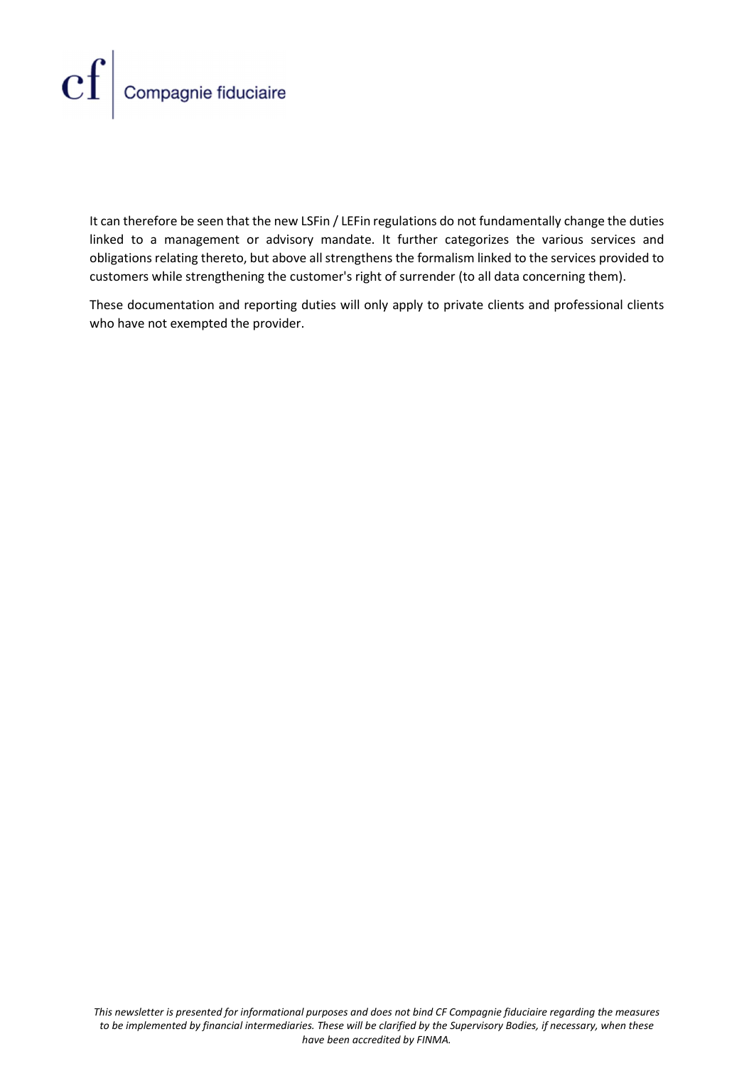It can therefore be seen that the new LSFin / LEFin regulations do not fundamentally change the duties linked to a management or advisory mandate. It further categorizes the various services and obligations relating thereto, but above all strengthens the formalism linked to the services provided to customers while strengthening the customer's right of surrender (to all data concerning them).

These documentation and reporting duties will only apply to private clients and professional clients who have not exempted the provider.

*This newsletter is presented for informational purposes and does not bind CF Compagnie fiduciaire regarding the measures to be implemented by financial intermediaries. These will be clarified by the Supervisory Bodies, if necessary, when these have been accredited by FINMA.*